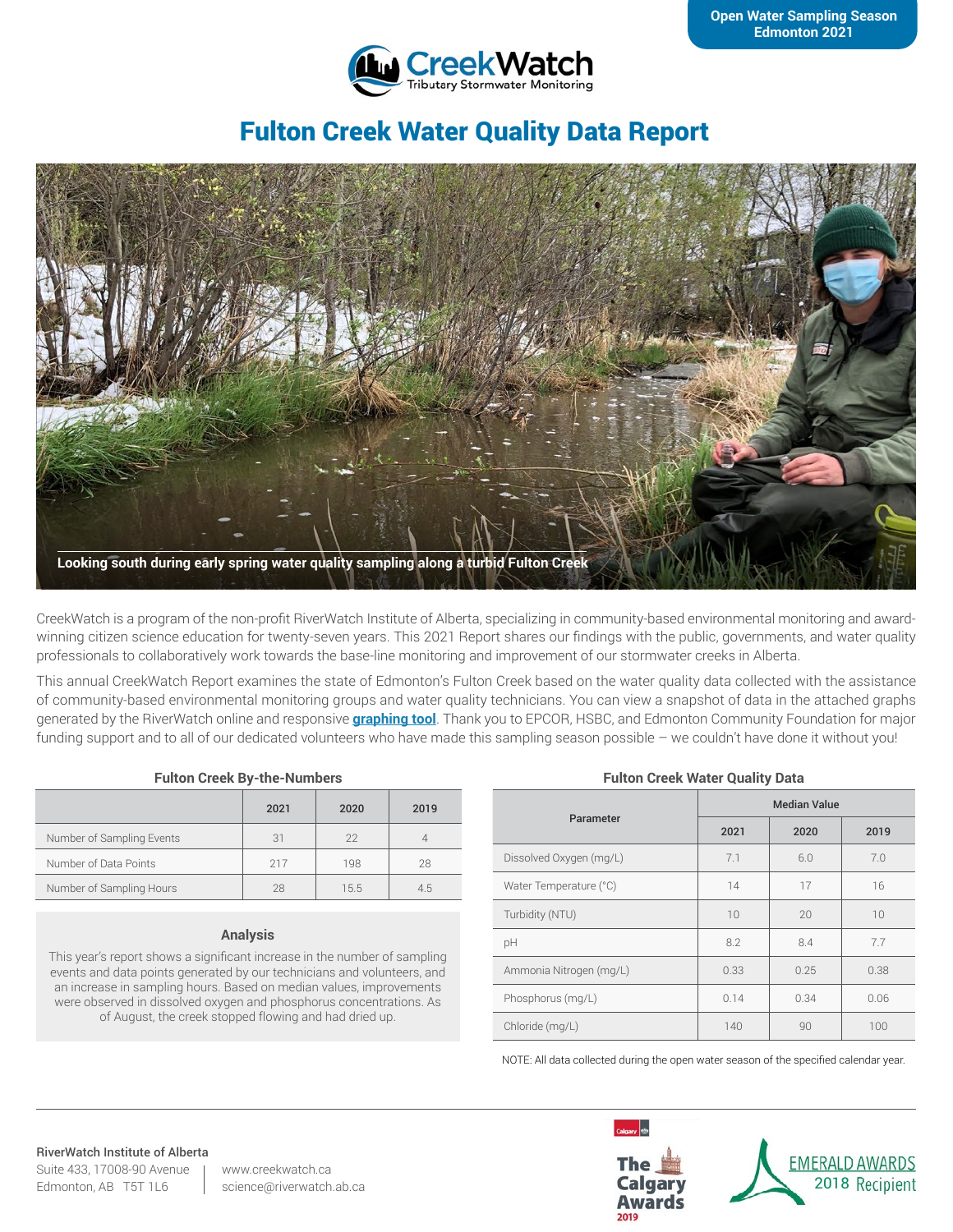Open Water Sampling Season
Edmonton 2021

CreekWatch
Tributary Stormwater Monitoring

# Fulton Creek Water Quality Data Report

Looking south during early spring water quality sampling along a turbid Fulton Creek

CreekWatch is a program of the non-profit RiverWatch Institute of Alberta, specializing in community-based environmental monitoring and award-winning citizen science education for twenty-seven years. This 2021 Report shares our findings with the public, governments, and water quality professionals to collaboratively work towards the base-line monitoring and improvement of our stormwater creeks in Alberta.

This annual CreekWatch Report examines the state of Edmonton's Fulton Creek based on the water quality data collected with the assistance of community-based environmental monitoring groups and water quality technicians. You can view a snapshot of data in the attached graphs generated by the RiverWatch online and responsive **graphing tool**. Thank you to EPCOR, HSBC, and Edmonton Community Foundation for major funding support and to all of our dedicated volunteers who have made this sampling season possible – we couldn't have done it without you!

### Fulton Creek By-the-Numbers

| | 2021 | 2020 | 2019 |
|---|---|---|---|
| Number of Sampling Events | 31 | 22 | 4 |
| Number of Data Points | 217 | 198 | 28 |
| Number of Sampling Hours | 28 | 15.5 | 4.5 |

### Analysis

This year's report shows a significant increase in the number of sampling events and data points generated by our technicians and volunteers, and an increase in sampling hours. Based on median values, improvements were observed in dissolved oxygen and phosphorus concentrations. As of August, the creek stopped flowing and had dried up.

### Fulton Creek Water Quality Data

| Parameter | Median Value | | |
|---|---|---|---|
| | 2021 | 2020 | 2019 |
| Dissolved Oxygen (mg/L) | 7.1 | 6.0 | 7.0 |
| Water Temperature (°C) | 14 | 17 | 16 |
| Turbidity (NTU) | 10 | 20 | 10 |
| pH | 8.2 | 8.4 | 7.7 |
| Ammonia Nitrogen (mg/L) | 0.33 | 0.25 | 0.38 |
| Phosphorus (mg/L) | 0.14 | 0.34 | 0.06 |
| Chloride (mg/L) | 140 | 90 | 100 |

NOTE: All data collected during the open water season of the specified calendar year.

**RiverWatch Institute of Alberta**
Suite 433, 17008-90 Avenue
Edmonton, AB T5T 1L6

www.creekwatch.ca
science@riverwatch.ab.ca

The Calgary Awards 2019

EMERALD AWARDS 2018 Recipient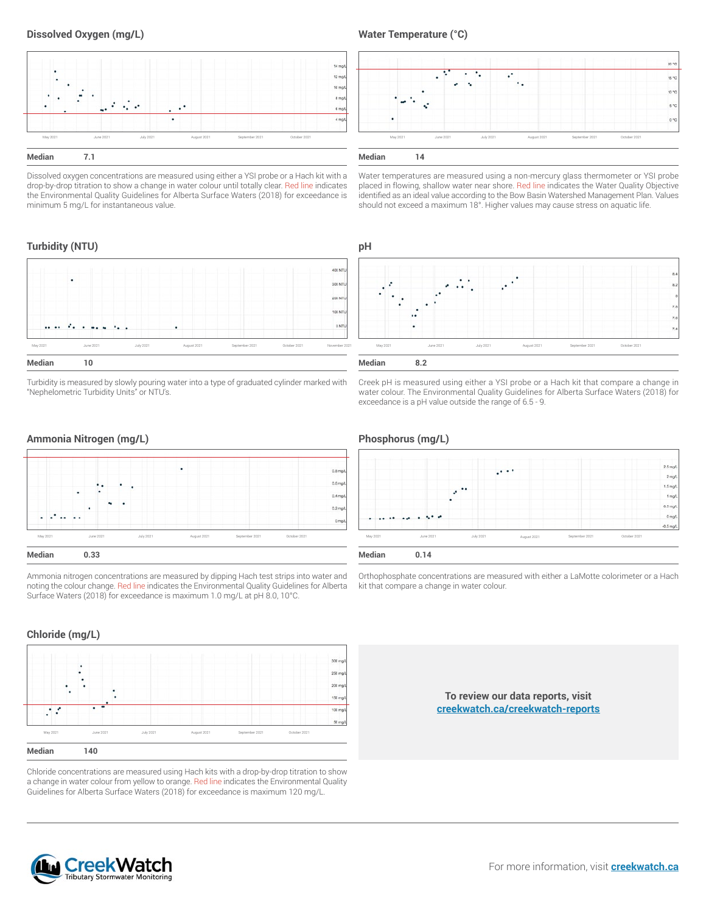## Dissolved Oxygen (mg/L)

14 mg/L
12 mg/L
10 mg/L
8 mg/L
6 mg/L
4 mg/L

May 2021 June 2021 July 2021 August 2021 September 2021 October 2021

**Median** 7.1

Dissolved oxygen concentrations are measured using either a YSI probe or a Hach kit with a drop-by-drop titration to show a change in water colour until totally clear. Red line indicates the Environmental Quality Guidelines for Alberta Surface Waters (2018) for exceedance is minimum 5 mg/L for instantaneous value.

## Water Temperature (°C)

20 °C
15 °C
10 °C
5 °C
0 °C

May 2021 June 2021 July 2021 August 2021 September 2021 October 2021

**Median** 14

Water temperatures are measured using a non-mercury glass thermometer or YSI probe placed in flowing, shallow water near shore. Red line indicates the Water Quality Objective identified as an ideal value according to the Bow Basin Watershed Management Plan. Values should not exceed a maximum 18°. Higher values may cause stress on aquatic life.

## Turbidity (NTU)

400 NTU
300 NTU
200 NTU
100 NTU
0 NTU

May 2021 June 2021 July 2021 August 2021 September 2021 October 2021 November 2021

**Median** 10

Turbidity is measured by slowly pouring water into a type of graduated cylinder marked with "Nephelometric Turbidity Units" or NTU's.

## pH

8.4
8.2
8
7.8
7.6
7.4

May 2021 June 2021 July 2021 August 2021 September 2021 October 2021

**Median** 8.2

Creek pH is measured using either a YSI probe or a Hach kit that compare a change in water colour. The Environmental Quality Guidelines for Alberta Surface Waters (2018) for exceedance is a pH value outside the range of 6.5 - 9.

## Ammonia Nitrogen (mg/L)

0.8 mg/L
0.6 mg/L
0.4 mg/L
0.2 mg/L
0 mg/L

May 2021 June 2021 July 2021 August 2021 September 2021 October 2021

**Median** 0.33

Ammonia nitrogen concentrations are measured by dipping Hach test strips into water and noting the colour change. Red line indicates the Environmental Quality Guidelines for Alberta Surface Waters (2018) for exceedance is maximum 1.0 mg/L at pH 8.0, 10°C.

## Phosphorus (mg/L)

2.5 mg/L
2 mg/L
1.5 mg/L
1 mg/L
0.5 mg/L
0 mg/L
-0.5 mg/L

May 2021 June 2021 July 2021 August 2021 September 2021 October 2021

**Median** 0.14

Orthophosphate concentrations are measured with either a LaMotte colorimeter or a Hach kit that compare a change in water colour.

## Chloride (mg/L)

300 mg/L
250 mg/L
200 mg/L
150 mg/L
100 mg/L
50 mg/L

May 2021 June 2021 July 2021 August 2021 September 2021 October 2021

**Median** 140

Chloride concentrations are measured using Hach kits with a drop-by-drop titration to show a change in water colour from yellow to orange. Red line indicates the Environmental Quality Guidelines for Alberta Surface Waters (2018) for exceedance is maximum 120 mg/L.

**To review our data reports, visit [creekwatch.ca/creekwatch-reports](creekwatch.ca/creekwatch-reports)**

CreekWatch Tributary Stormwater Monitoring

For more information, visit **[creekwatch.ca](creekwatch.ca)**